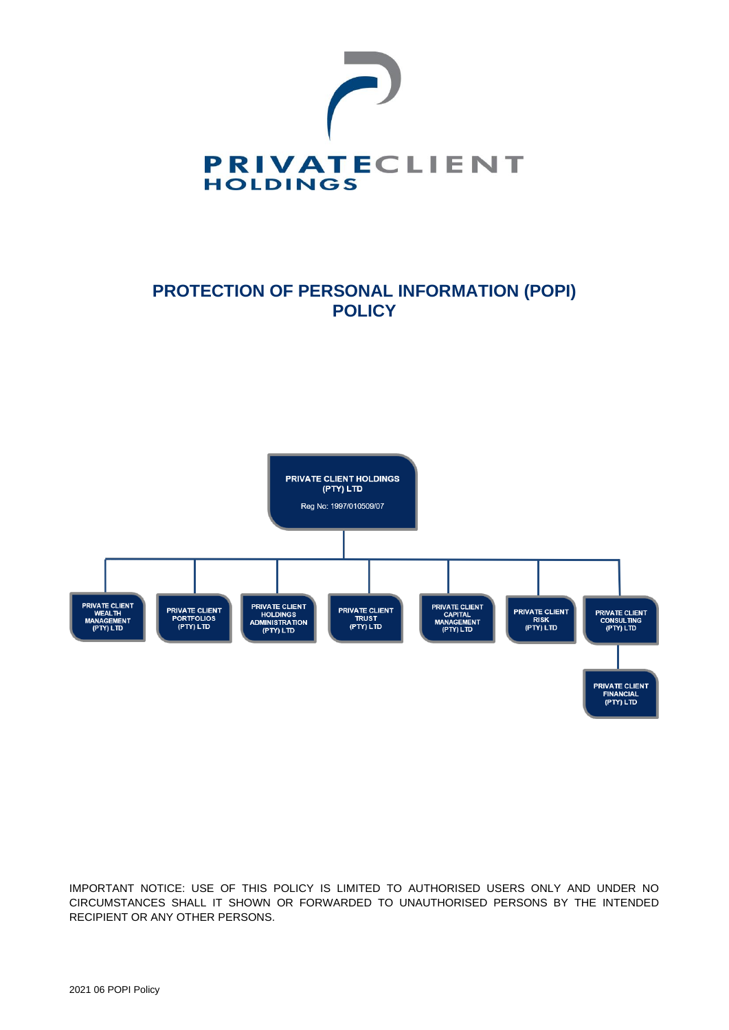PRIVATECLIENT HOLDINGS

# PROTECTION OF PERSONAL INFORMATION (POPI) POLICY

PRIVATE CLIENT HOLDINGS (PTY) LTD

Reg No: 1997/010509/07

- PRIVATE CLIENT WEALTH MANAGEMENT (PTY) LTD
- PRIVATE CLIENT PORTFOLIOS (PTY) LTD
- PRIVATE CLIENT HOLDINGS ADMINISTRATION (PTY) LTD
- PRIVATE CLIENT TRUST (PTY) LTD
- PRIVATE CLIENT CAPITAL MANAGEMENT (PTY) LTD
- PRIVATE CLIENT RISK (PTY) LTD
- PRIVATE CLIENT CONSULTING (PTY) LTD
  - PRIVATE CLIENT FINANCIAL (PTY) LTD

IMPORTANT NOTICE: USE OF THIS POLICY IS LIMITED TO AUTHORISED USERS ONLY AND UNDER NO CIRCUMSTANCES SHALL IT SHOWN OR FORWARDED TO UNAUTHORISED PERSONS BY THE INTENDED RECIPIENT OR ANY OTHER PERSONS.

2021 06 POPI Policy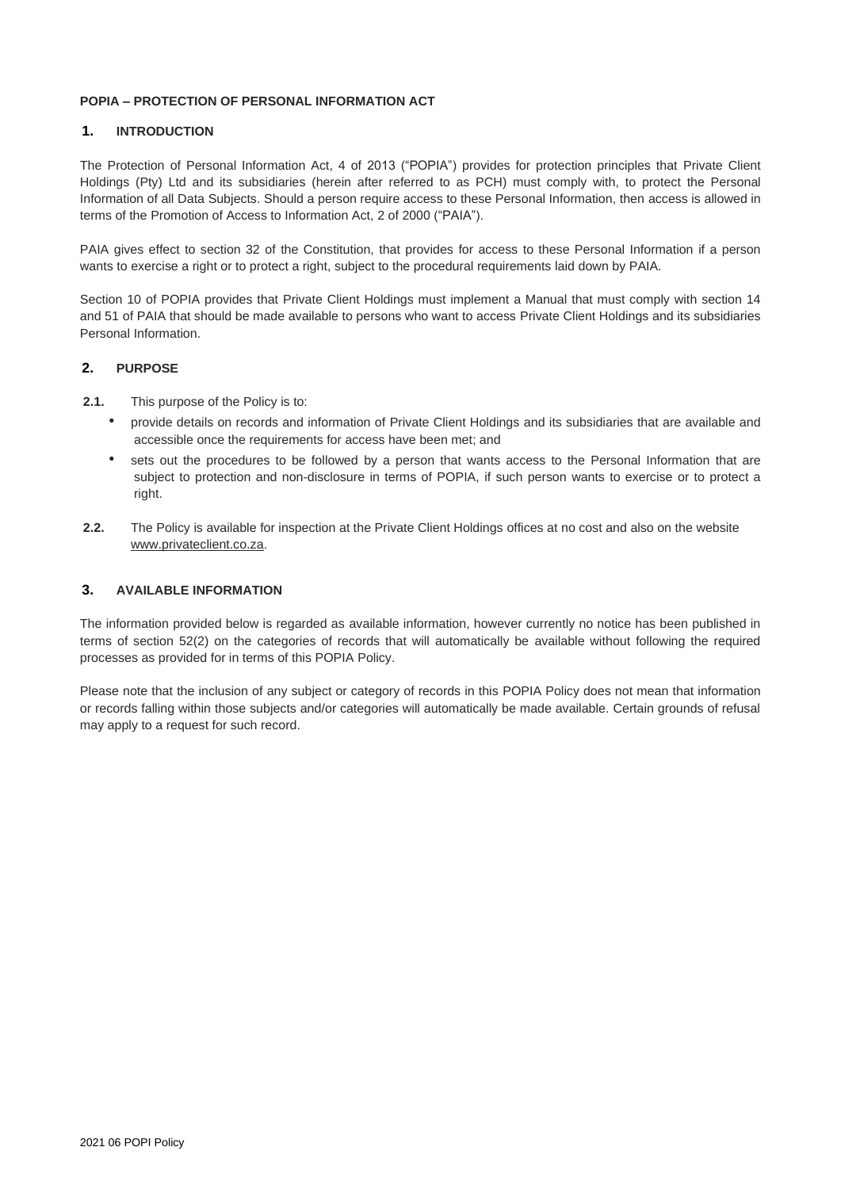**POPIA – PROTECTION OF PERSONAL INFORMATION ACT**

## 1. INTRODUCTION

The Protection of Personal Information Act, 4 of 2013 ("POPIA") provides for protection principles that Private Client Holdings (Pty) Ltd and its subsidiaries (herein after referred to as PCH) must comply with, to protect the Personal Information of all Data Subjects. Should a person require access to these Personal Information, then access is allowed in terms of the Promotion of Access to Information Act, 2 of 2000 ("PAIA").

PAIA gives effect to section 32 of the Constitution, that provides for access to these Personal Information if a person wants to exercise a right or to protect a right, subject to the procedural requirements laid down by PAIA.

Section 10 of POPIA provides that Private Client Holdings must implement a Manual that must comply with section 14 and 51 of PAIA that should be made available to persons who want to access Private Client Holdings and its subsidiaries Personal Information.

## 2. PURPOSE

**2.1.** This purpose of the Policy is to:

- provide details on records and information of Private Client Holdings and its subsidiaries that are available and accessible once the requirements for access have been met; and
- sets out the procedures to be followed by a person that wants access to the Personal Information that are subject to protection and non-disclosure in terms of POPIA, if such person wants to exercise or to protect a right.

**2.2.** The Policy is available for inspection at the Private Client Holdings offices at no cost and also on the website www.privateclient.co.za.

## 3. AVAILABLE INFORMATION

The information provided below is regarded as available information, however currently no notice has been published in terms of section 52(2) on the categories of records that will automatically be available without following the required processes as provided for in terms of this POPIA Policy.

Please note that the inclusion of any subject or category of records in this POPIA Policy does not mean that information or records falling within those subjects and/or categories will automatically be made available. Certain grounds of refusal may apply to a request for such record.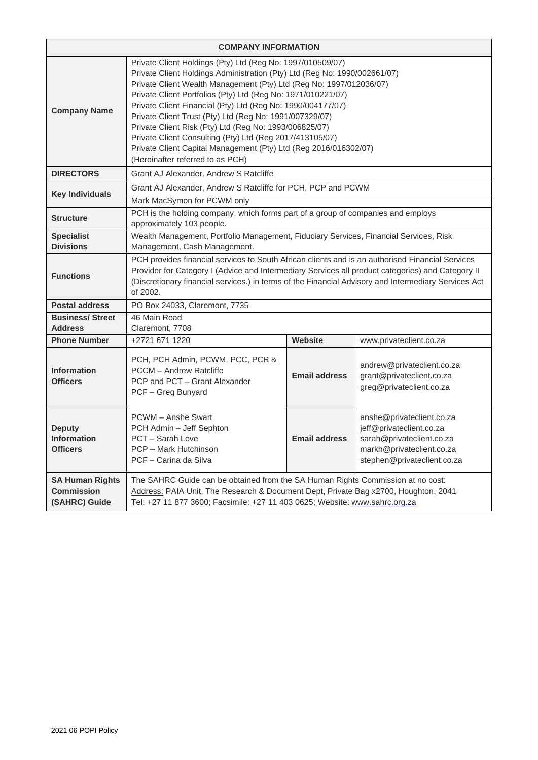| COMPANY INFORMATION | | | |
|---|---|---|---|
| **Company Name** | Private Client Holdings (Pty) Ltd (Reg No: 1997/010509/07)<br>Private Client Holdings Administration (Pty) Ltd (Reg No: 1990/002661/07)<br>Private Client Wealth Management (Pty) Ltd (Reg No: 1997/012036/07)<br>Private Client Portfolios (Pty) Ltd (Reg No: 1971/010221/07)<br>Private Client Financial (Pty) Ltd (Reg No: 1990/004177/07)<br>Private Client Trust (Pty) Ltd (Reg No: 1991/007329/07)<br>Private Client Risk (Pty) Ltd (Reg No: 1993/006825/07)<br>Private Client Consulting (Pty) Ltd (Reg 2017/413105/07)<br>Private Client Capital Management (Pty) Ltd (Reg 2016/016302/07)<br>(Hereinafter referred to as PCH) | | |
| **DIRECTORS** | Grant AJ Alexander, Andrew S Ratcliffe | | |
| **Key Individuals** | Grant AJ Alexander, Andrew S Ratcliffe for PCH, PCP and PCWM<br>Mark MacSymon for PCWM only | | |
| **Structure** | PCH is the holding company, which forms part of a group of companies and employs approximately 103 people. | | |
| **Specialist Divisions** | Wealth Management, Portfolio Management, Fiduciary Services, Financial Services, Risk Management, Cash Management. | | |
| **Functions** | PCH provides financial services to South African clients and is an authorised Financial Services Provider for Category I (Advice and Intermediary Services all product categories) and Category II (Discretionary financial services.) in terms of the Financial Advisory and Intermediary Services Act of 2002. | | |
| **Postal address** | PO Box 24033, Claremont, 7735 | | |
| **Business/ Street Address** | 46 Main Road<br>Claremont, 7708 | | |
| **Phone Number** | +2721 671 1220 | **Website** | www.privateclient.co.za |
| **Information Officers** | PCH, PCH Admin, PCWM, PCC, PCR & PCCM – Andrew Ratcliffe<br>PCP and PCT – Grant Alexander<br>PCF – Greg Bunyard | **Email address** | andrew@privateclient.co.za<br>grant@privateclient.co.za<br>greg@privateclient.co.za |
| **Deputy Information Officers** | PCWM – Anshe Swart<br>PCH Admin – Jeff Sephton<br>PCT – Sarah Love<br>PCP – Mark Hutchinson<br>PCF – Carina da Silva | **Email address** | anshe@privateclient.co.za<br>jeff@privateclient.co.za<br>sarah@privateclient.co.za<br>markh@privateclient.co.za<br>stephen@privateclient.co.za |
| **SA Human Rights Commission (SAHRC) Guide** | The SAHRC Guide can be obtained from the SA Human Rights Commission at no cost:<br>Address: PAIA Unit, The Research & Document Dept, Private Bag x2700, Houghton, 2041<br>Tel: +27 11 877 3600; Facsimile: +27 11 403 0625; Website: www.sahrc.org.za | | |

2021 06 POPI Policy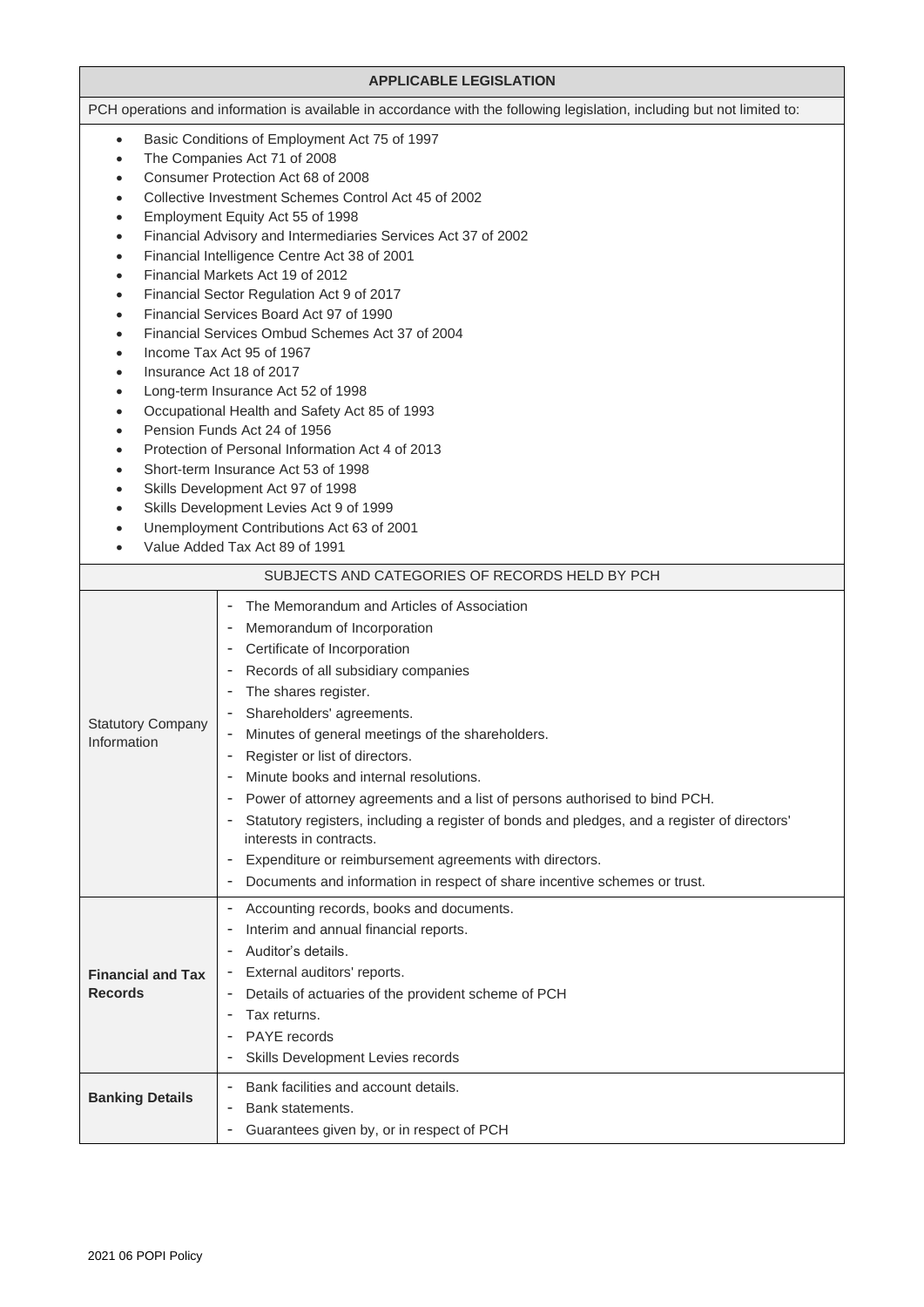| APPLICABLE LEGISLATION |
|---|
| PCH operations and information is available in accordance with the following legislation, including but not limited to: |

- Basic Conditions of Employment Act 75 of 1997
- The Companies Act 71 of 2008
- Consumer Protection Act 68 of 2008
- Collective Investment Schemes Control Act 45 of 2002
- Employment Equity Act 55 of 1998
- Financial Advisory and Intermediaries Services Act 37 of 2002
- Financial Intelligence Centre Act 38 of 2001
- Financial Markets Act 19 of 2012
- Financial Sector Regulation Act 9 of 2017
- Financial Services Board Act 97 of 1990
- Financial Services Ombud Schemes Act 37 of 2004
- Income Tax Act 95 of 1967
- Insurance Act 18 of 2017
- Long-term Insurance Act 52 of 1998
- Occupational Health and Safety Act 85 of 1993
- Pension Funds Act 24 of 1956
- Protection of Personal Information Act 4 of 2013
- Short-term Insurance Act 53 of 1998
- Skills Development Act 97 of 1998
- Skills Development Levies Act 9 of 1999
- Unemployment Contributions Act 63 of 2001
- Value Added Tax Act 89 of 1991

| SUBJECTS AND CATEGORIES OF RECORDS HELD BY PCH | |
|---|---|
| Statutory Company Information | - The Memorandum and Articles of Association<br>- Memorandum of Incorporation<br>- Certificate of Incorporation<br>- Records of all subsidiary companies<br>- The shares register.<br>- Shareholders' agreements.<br>- Minutes of general meetings of the shareholders.<br>- Register or list of directors.<br>- Minute books and internal resolutions.<br>- Power of attorney agreements and a list of persons authorised to bind PCH.<br>- Statutory registers, including a register of bonds and pledges, and a register of directors' interests in contracts.<br>- Expenditure or reimbursement agreements with directors.<br>- Documents and information in respect of share incentive schemes or trust. |
| **Financial and Tax Records** | - Accounting records, books and documents.<br>- Interim and annual financial reports.<br>- Auditor's details.<br>- External auditors' reports.<br>- Details of actuaries of the provident scheme of PCH<br>- Tax returns.<br>- PAYE records<br>- Skills Development Levies records |
| **Banking Details** | - Bank facilities and account details.<br>- Bank statements.<br>- Guarantees given by, or in respect of PCH |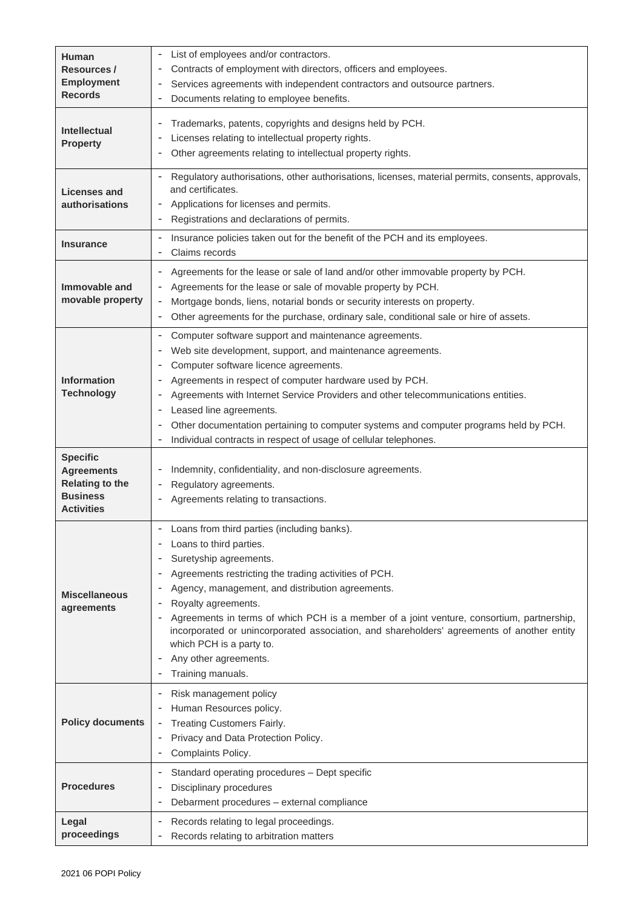| | |
|---|---|
| **Human Resources / Employment Records** | - List of employees and/or contractors.<br>- Contracts of employment with directors, officers and employees.<br>- Services agreements with independent contractors and outsource partners.<br>- Documents relating to employee benefits. |
| **Intellectual Property** | - Trademarks, patents, copyrights and designs held by PCH.<br>- Licenses relating to intellectual property rights.<br>- Other agreements relating to intellectual property rights. |
| **Licenses and authorisations** | - Regulatory authorisations, other authorisations, licenses, material permits, consents, approvals, and certificates.<br>- Applications for licenses and permits.<br>- Registrations and declarations of permits. |
| **Insurance** | - Insurance policies taken out for the benefit of the PCH and its employees.<br>- Claims records |
| **Immovable and movable property** | - Agreements for the lease or sale of land and/or other immovable property by PCH.<br>- Agreements for the lease or sale of movable property by PCH.<br>- Mortgage bonds, liens, notarial bonds or security interests on property.<br>- Other agreements for the purchase, ordinary sale, conditional sale or hire of assets. |
| **Information Technology** | - Computer software support and maintenance agreements.<br>- Web site development, support, and maintenance agreements.<br>- Computer software licence agreements.<br>- Agreements in respect of computer hardware used by PCH.<br>- Agreements with Internet Service Providers and other telecommunications entities.<br>- Leased line agreements.<br>- Other documentation pertaining to computer systems and computer programs held by PCH.<br>- Individual contracts in respect of usage of cellular telephones. |
| **Specific Agreements Relating to the Business Activities** | - Indemnity, confidentiality, and non-disclosure agreements.<br>- Regulatory agreements.<br>- Agreements relating to transactions. |
| **Miscellaneous agreements** | - Loans from third parties (including banks).<br>- Loans to third parties.<br>- Suretyship agreements.<br>- Agreements restricting the trading activities of PCH.<br>- Agency, management, and distribution agreements.<br>- Royalty agreements.<br>- Agreements in terms of which PCH is a member of a joint venture, consortium, partnership, incorporated or unincorporated association, and shareholders' agreements of another entity which PCH is a party to.<br>- Any other agreements.<br>- Training manuals. |
| **Policy documents** | - Risk management policy<br>- Human Resources policy.<br>- Treating Customers Fairly.<br>- Privacy and Data Protection Policy.<br>- Complaints Policy. |
| **Procedures** | - Standard operating procedures – Dept specific<br>- Disciplinary procedures<br>- Debarment procedures – external compliance |
| **Legal proceedings** | - Records relating to legal proceedings.<br>- Records relating to arbitration matters |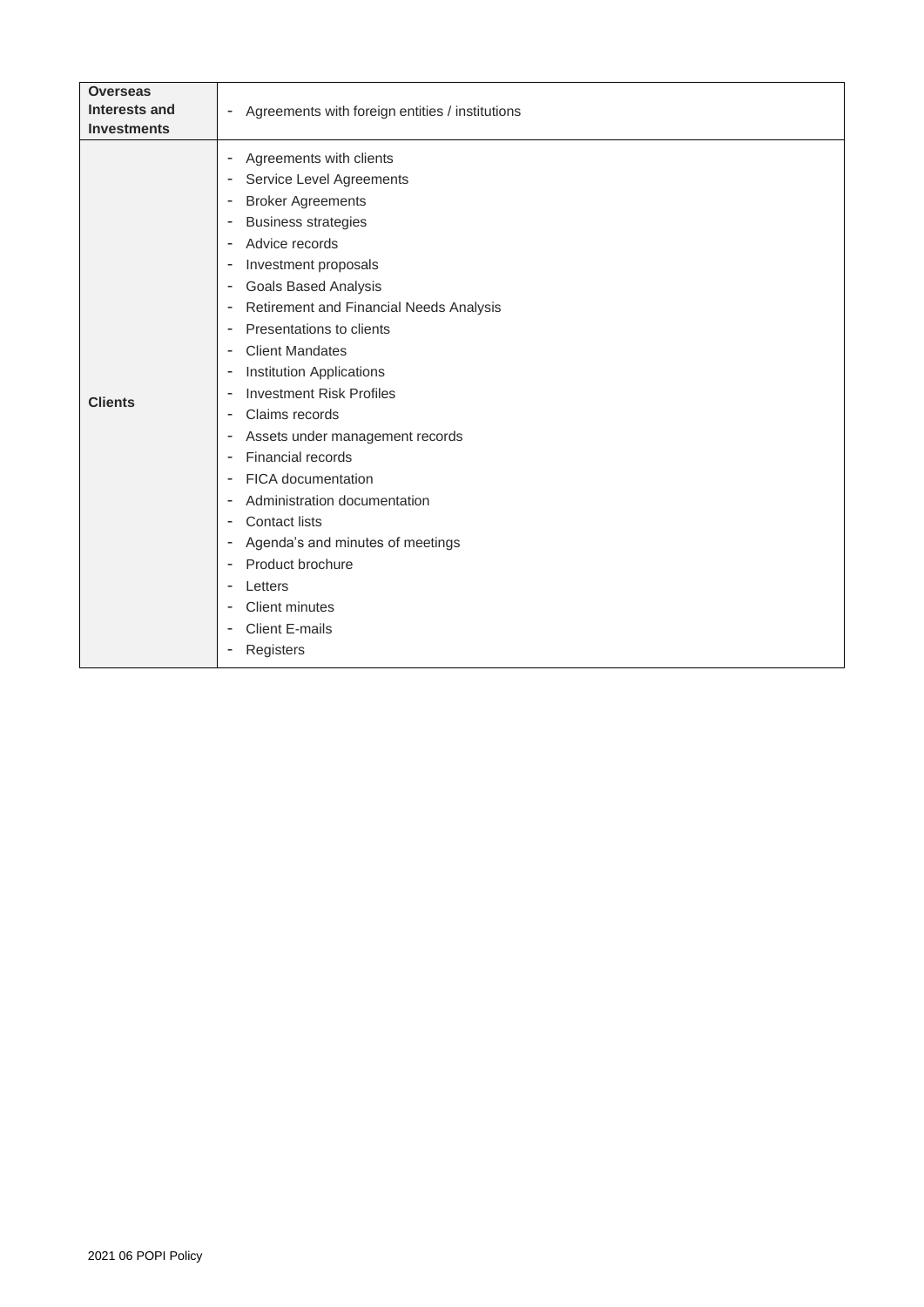| | |
|---|---|
| **Overseas Interests and Investments** | - Agreements with foreign entities / institutions |
| **Clients** | - Agreements with clients<br>- Service Level Agreements<br>- Broker Agreements<br>- Business strategies<br>- Advice records<br>- Investment proposals<br>- Goals Based Analysis<br>- Retirement and Financial Needs Analysis<br>- Presentations to clients<br>- Client Mandates<br>- Institution Applications<br>- Investment Risk Profiles<br>- Claims records<br>- Assets under management records<br>- Financial records<br>- FICA documentation<br>- Administration documentation<br>- Contact lists<br>- Agenda's and minutes of meetings<br>- Product brochure<br>- Letters<br>- Client minutes<br>- Client E-mails<br>- Registers |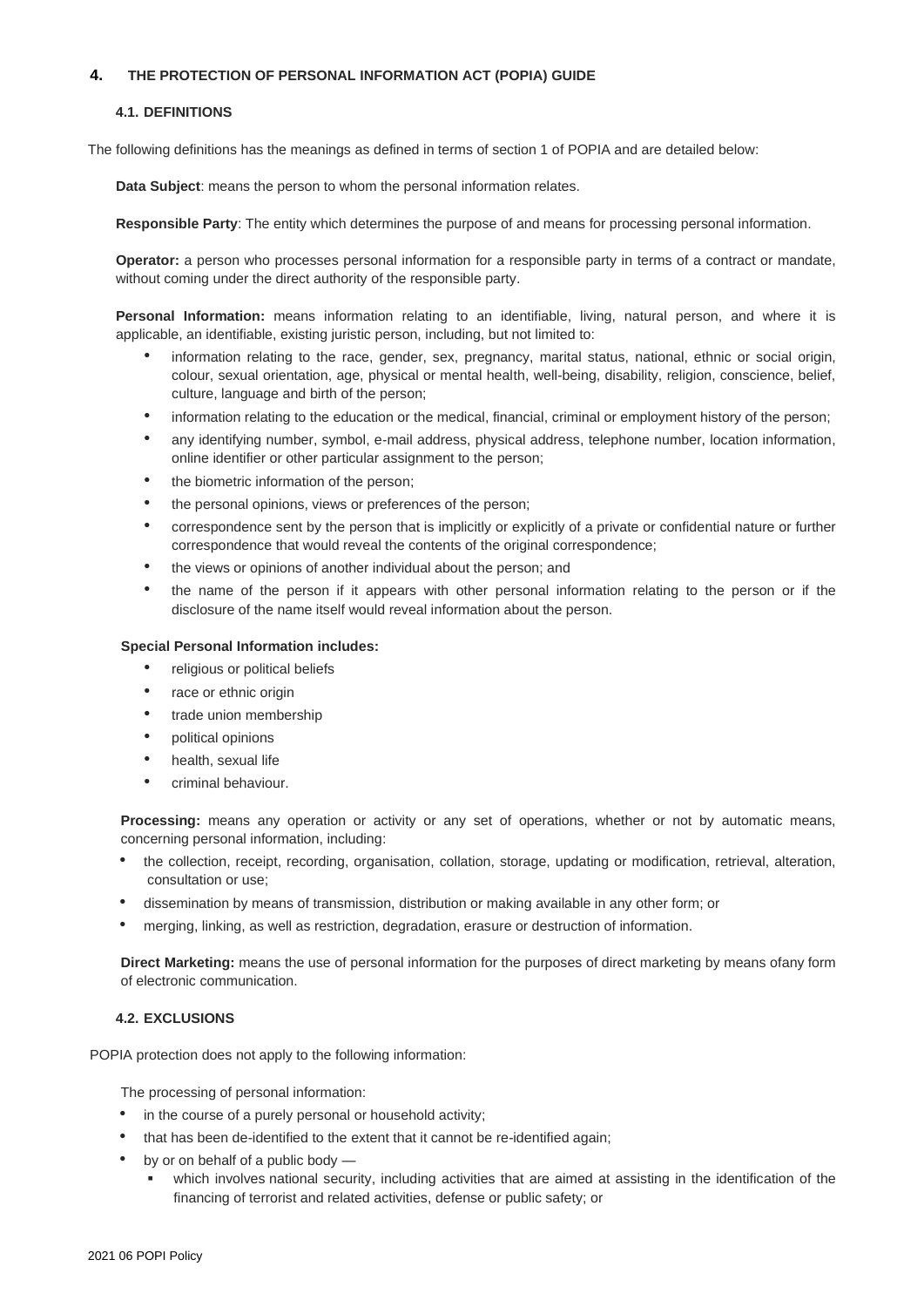## 4. THE PROTECTION OF PERSONAL INFORMATION ACT (POPIA) GUIDE

### 4.1. DEFINITIONS

The following definitions has the meanings as defined in terms of section 1 of POPIA and are detailed below:

**Data Subject**: means the person to whom the personal information relates.

**Responsible Party**: The entity which determines the purpose of and means for processing personal information.

**Operator:** a person who processes personal information for a responsible party in terms of a contract or mandate, without coming under the direct authority of the responsible party.

**Personal Information:** means information relating to an identifiable, living, natural person, and where it is applicable, an identifiable, existing juristic person, including, but not limited to:

- information relating to the race, gender, sex, pregnancy, marital status, national, ethnic or social origin, colour, sexual orientation, age, physical or mental health, well-being, disability, religion, conscience, belief, culture, language and birth of the person;
- information relating to the education or the medical, financial, criminal or employment history of the person;
- any identifying number, symbol, e-mail address, physical address, telephone number, location information, online identifier or other particular assignment to the person;
- the biometric information of the person;
- the personal opinions, views or preferences of the person;
- correspondence sent by the person that is implicitly or explicitly of a private or confidential nature or further correspondence that would reveal the contents of the original correspondence;
- the views or opinions of another individual about the person; and
- the name of the person if it appears with other personal information relating to the person or if the disclosure of the name itself would reveal information about the person.

**Special Personal Information includes:**

- religious or political beliefs
- race or ethnic origin
- trade union membership
- political opinions
- health, sexual life
- criminal behaviour.

**Processing:** means any operation or activity or any set of operations, whether or not by automatic means, concerning personal information, including:

- the collection, receipt, recording, organisation, collation, storage, updating or modification, retrieval, alteration, consultation or use;
- dissemination by means of transmission, distribution or making available in any other form; or
- merging, linking, as well as restriction, degradation, erasure or destruction of information.

**Direct Marketing:** means the use of personal information for the purposes of direct marketing by means ofany form of electronic communication.

### 4.2. EXCLUSIONS

POPIA protection does not apply to the following information:

The processing of personal information:

- in the course of a purely personal or household activity;
- that has been de-identified to the extent that it cannot be re-identified again;
- by or on behalf of a public body —
  - which involves national security, including activities that are aimed at assisting in the identification of the financing of terrorist and related activities, defense or public safety; or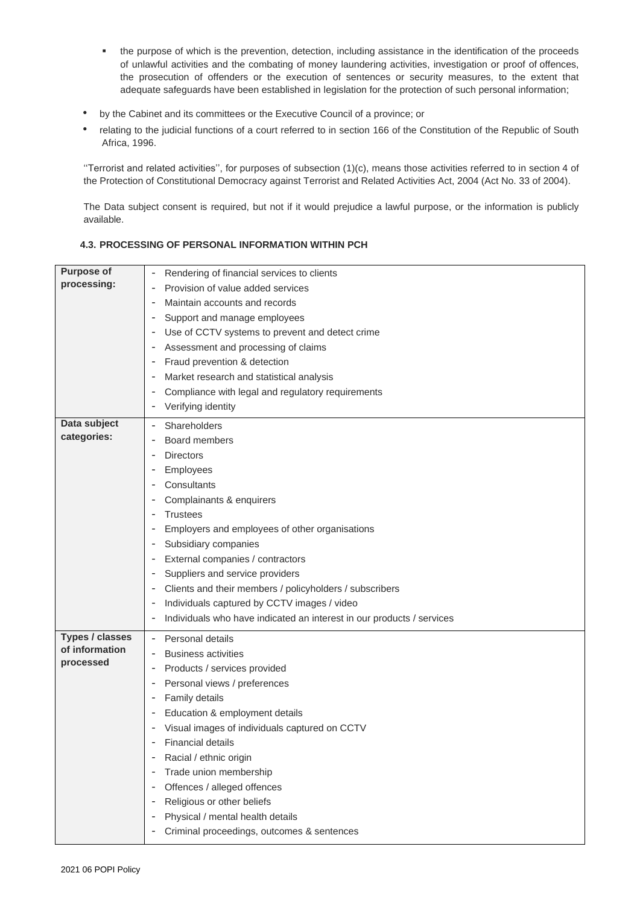- the purpose of which is the prevention, detection, including assistance in the identification of the proceeds of unlawful activities and the combating of money laundering activities, investigation or proof of offences, the prosecution of offenders or the execution of sentences or security measures, to the extent that adequate safeguards have been established in legislation for the protection of such personal information;

- by the Cabinet and its committees or the Executive Council of a province; or
- relating to the judicial functions of a court referred to in section 166 of the Constitution of the Republic of South Africa, 1996.

''Terrorist and related activities'', for purposes of subsection (1)(c), means those activities referred to in section 4 of the Protection of Constitutional Democracy against Terrorist and Related Activities Act, 2004 (Act No. 33 of 2004).

The Data subject consent is required, but not if it would prejudice a lawful purpose, or the information is publicly available.

### 4.3. PROCESSING OF PERSONAL INFORMATION WITHIN PCH

| | |
|---|---|
| **Purpose of processing:** | - Rendering of financial services to clients<br>- Provision of value added services<br>- Maintain accounts and records<br>- Support and manage employees<br>- Use of CCTV systems to prevent and detect crime<br>- Assessment and processing of claims<br>- Fraud prevention & detection<br>- Market research and statistical analysis<br>- Compliance with legal and regulatory requirements<br>- Verifying identity |
| **Data subject categories:** | - Shareholders<br>- Board members<br>- Directors<br>- Employees<br>- Consultants<br>- Complainants & enquirers<br>- Trustees<br>- Employers and employees of other organisations<br>- Subsidiary companies<br>- External companies / contractors<br>- Suppliers and service providers<br>- Clients and their members / policyholders / subscribers<br>- Individuals captured by CCTV images / video<br>- Individuals who have indicated an interest in our products / services |
| **Types / classes of information processed** | - Personal details<br>- Business activities<br>- Products / services provided<br>- Personal views / preferences<br>- Family details<br>- Education & employment details<br>- Visual images of individuals captured on CCTV<br>- Financial details<br>- Racial / ethnic origin<br>- Trade union membership<br>- Offences / alleged offences<br>- Religious or other beliefs<br>- Physical / mental health details<br>- Criminal proceedings, outcomes & sentences |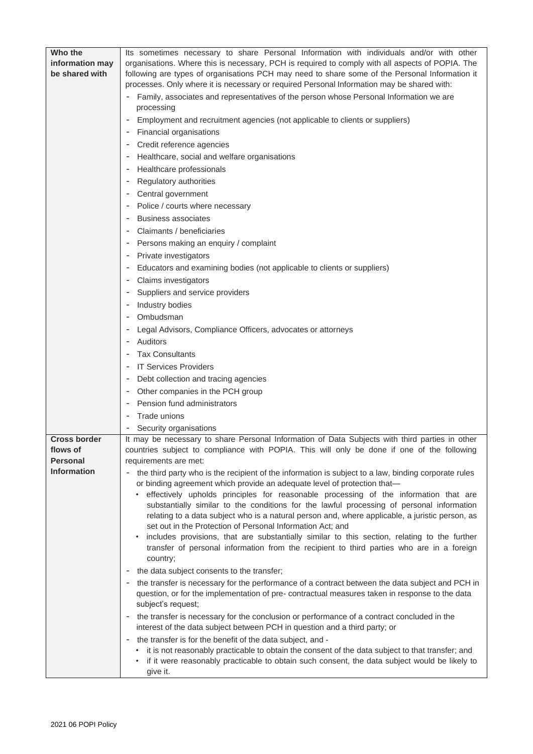| | |
|---|---|
| **Who the information may be shared with** | Its sometimes necessary to share Personal Information with individuals and/or with other organisations. Where this is necessary, PCH is required to comply with all aspects of POPIA. The following are types of organisations PCH may need to share some of the Personal Information it processes. Only where it is necessary or required Personal Information may be shared with:<br>- Family, associates and representatives of the person whose Personal Information we are processing<br>- Employment and recruitment agencies (not applicable to clients or suppliers)<br>- Financial organisations<br>- Credit reference agencies<br>- Healthcare, social and welfare organisations<br>- Healthcare professionals<br>- Regulatory authorities<br>- Central government<br>- Police / courts where necessary<br>- Business associates<br>- Claimants / beneficiaries<br>- Persons making an enquiry / complaint<br>- Private investigators<br>- Educators and examining bodies (not applicable to clients or suppliers)<br>- Claims investigators<br>- Suppliers and service providers<br>- Industry bodies<br>- Ombudsman<br>- Legal Advisors, Compliance Officers, advocates or attorneys<br>- Auditors<br>- Tax Consultants<br>- IT Services Providers<br>- Debt collection and tracing agencies<br>- Other companies in the PCH group<br>- Pension fund administrators<br>- Trade unions<br>- Security organisations |
| **Cross border flows of Personal Information** | It may be necessary to share Personal Information of Data Subjects with third parties in other countries subject to compliance with POPIA. This will only be done if one of the following requirements are met:<br>- the third party who is the recipient of the information is subject to a law, binding corporate rules or binding agreement which provide an adequate level of protection that—<br>&nbsp;&nbsp;• effectively upholds principles for reasonable processing of the information that are substantially similar to the conditions for the lawful processing of personal information relating to a data subject who is a natural person and, where applicable, a juristic person, as set out in the Protection of Personal Information Act; and<br>&nbsp;&nbsp;• includes provisions, that are substantially similar to this section, relating to the further transfer of personal information from the recipient to third parties who are in a foreign country;<br>- the data subject consents to the transfer;<br>- the transfer is necessary for the performance of a contract between the data subject and PCH in question, or for the implementation of pre- contractual measures taken in response to the data subject's request;<br>- the transfer is necessary for the conclusion or performance of a contract concluded in the interest of the data subject between PCH in question and a third party; or<br>- the transfer is for the benefit of the data subject, and -<br>&nbsp;&nbsp;• it is not reasonably practicable to obtain the consent of the data subject to that transfer; and<br>&nbsp;&nbsp;• if it were reasonably practicable to obtain such consent, the data subject would be likely to give it. |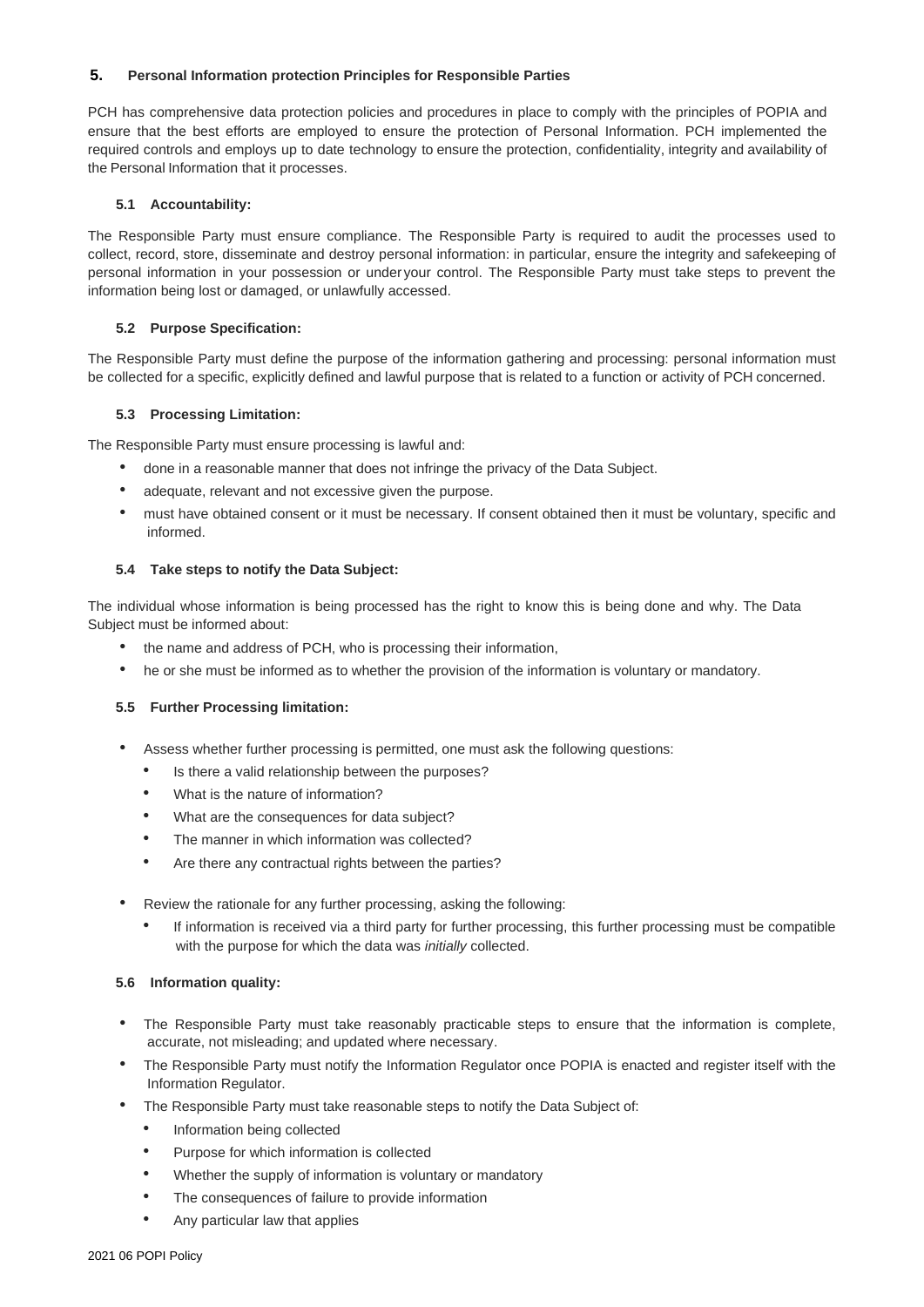## 5. Personal Information protection Principles for Responsible Parties

PCH has comprehensive data protection policies and procedures in place to comply with the principles of POPIA and ensure that the best efforts are employed to ensure the protection of Personal Information. PCH implemented the required controls and employs up to date technology to ensure the protection, confidentiality, integrity and availability of the Personal Information that it processes.

### 5.1 Accountability:

The Responsible Party must ensure compliance. The Responsible Party is required to audit the processes used to collect, record, store, disseminate and destroy personal information: in particular, ensure the integrity and safekeeping of personal information in your possession or under your control. The Responsible Party must take steps to prevent the information being lost or damaged, or unlawfully accessed.

### 5.2 Purpose Specification:

The Responsible Party must define the purpose of the information gathering and processing: personal information must be collected for a specific, explicitly defined and lawful purpose that is related to a function or activity of PCH concerned.

### 5.3 Processing Limitation:

The Responsible Party must ensure processing is lawful and:

- done in a reasonable manner that does not infringe the privacy of the Data Subject.
- adequate, relevant and not excessive given the purpose.
- must have obtained consent or it must be necessary. If consent obtained then it must be voluntary, specific and informed.

### 5.4 Take steps to notify the Data Subject:

The individual whose information is being processed has the right to know this is being done and why. The Data Subject must be informed about:

- the name and address of PCH, who is processing their information,
- he or she must be informed as to whether the provision of the information is voluntary or mandatory.

### 5.5 Further Processing limitation:

- Assess whether further processing is permitted, one must ask the following questions:
  - Is there a valid relationship between the purposes?
  - What is the nature of information?
  - What are the consequences for data subject?
  - The manner in which information was collected?
  - Are there any contractual rights between the parties?

- Review the rationale for any further processing, asking the following:
  - If information is received via a third party for further processing, this further processing must be compatible with the purpose for which the data was *initially* collected.

### 5.6 Information quality:

- The Responsible Party must take reasonably practicable steps to ensure that the information is complete, accurate, not misleading; and updated where necessary.
- The Responsible Party must notify the Information Regulator once POPIA is enacted and register itself with the Information Regulator.
- The Responsible Party must take reasonable steps to notify the Data Subject of:
  - Information being collected
  - Purpose for which information is collected
  - Whether the supply of information is voluntary or mandatory
  - The consequences of failure to provide information
  - Any particular law that applies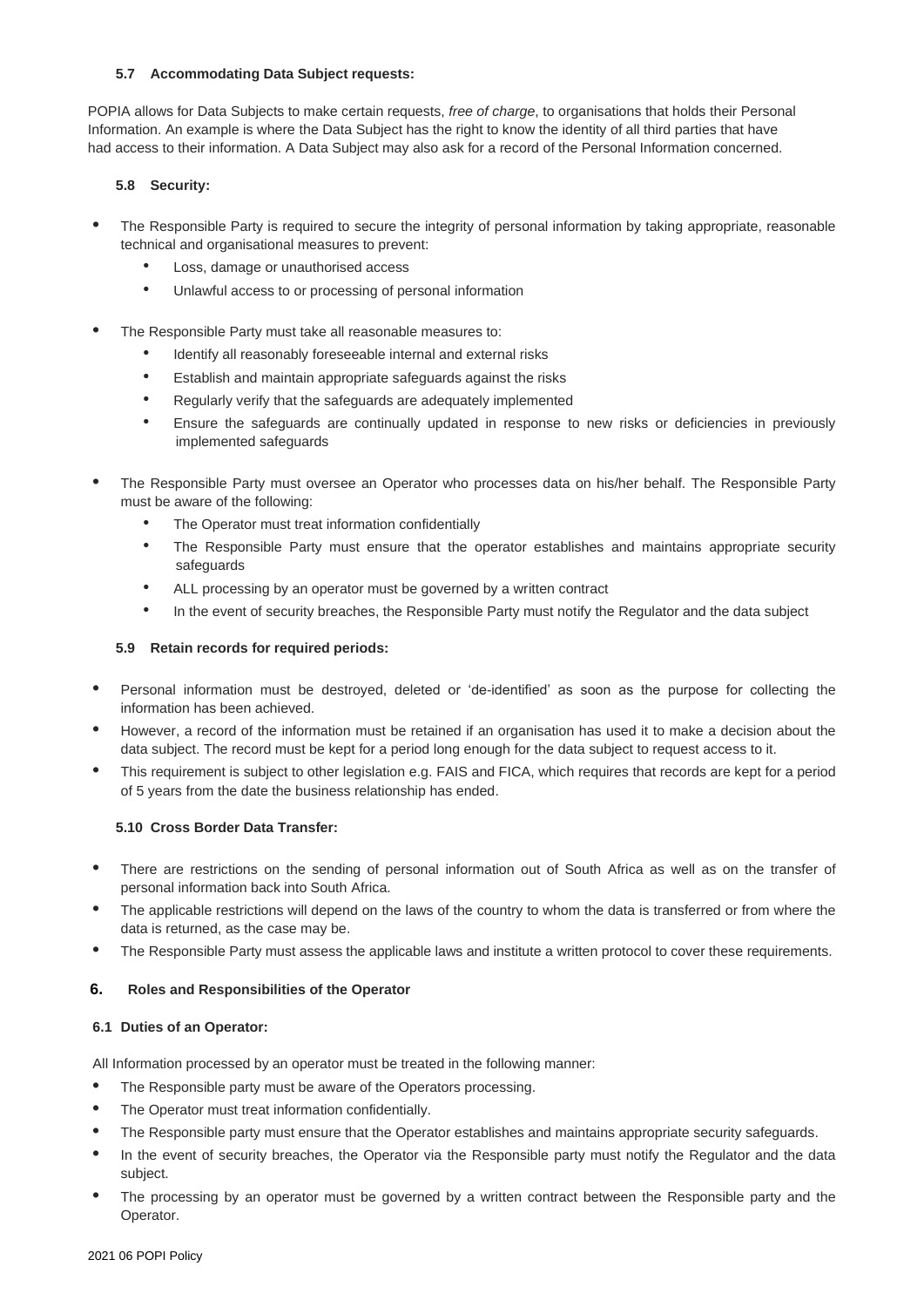### 5.7 Accommodating Data Subject requests:

POPIA allows for Data Subjects to make certain requests, *free of charge*, to organisations that holds their Personal Information. An example is where the Data Subject has the right to know the identity of all third parties that have had access to their information. A Data Subject may also ask for a record of the Personal Information concerned.

### 5.8 Security:

- The Responsible Party is required to secure the integrity of personal information by taking appropriate, reasonable technical and organisational measures to prevent:
  - Loss, damage or unauthorised access
  - Unlawful access to or processing of personal information
- The Responsible Party must take all reasonable measures to:
  - Identify all reasonably foreseeable internal and external risks
  - Establish and maintain appropriate safeguards against the risks
  - Regularly verify that the safeguards are adequately implemented
  - Ensure the safeguards are continually updated in response to new risks or deficiencies in previously implemented safeguards
- The Responsible Party must oversee an Operator who processes data on his/her behalf. The Responsible Party must be aware of the following:
  - The Operator must treat information confidentially
  - The Responsible Party must ensure that the operator establishes and maintains appropriate security safeguards
  - ALL processing by an operator must be governed by a written contract
  - In the event of security breaches, the Responsible Party must notify the Regulator and the data subject

### 5.9 Retain records for required periods:

- Personal information must be destroyed, deleted or 'de-identified' as soon as the purpose for collecting the information has been achieved.
- However, a record of the information must be retained if an organisation has used it to make a decision about the data subject. The record must be kept for a period long enough for the data subject to request access to it.
- This requirement is subject to other legislation e.g. FAIS and FICA, which requires that records are kept for a period of 5 years from the date the business relationship has ended.

### 5.10 Cross Border Data Transfer:

- There are restrictions on the sending of personal information out of South Africa as well as on the transfer of personal information back into South Africa.
- The applicable restrictions will depend on the laws of the country to whom the data is transferred or from where the data is returned, as the case may be.
- The Responsible Party must assess the applicable laws and institute a written protocol to cover these requirements.

## 6. Roles and Responsibilities of the Operator

### 6.1 Duties of an Operator:

All Information processed by an operator must be treated in the following manner:

- The Responsible party must be aware of the Operators processing.
- The Operator must treat information confidentially.
- The Responsible party must ensure that the Operator establishes and maintains appropriate security safeguards.
- In the event of security breaches, the Operator via the Responsible party must notify the Regulator and the data subject.
- The processing by an operator must be governed by a written contract between the Responsible party and the Operator.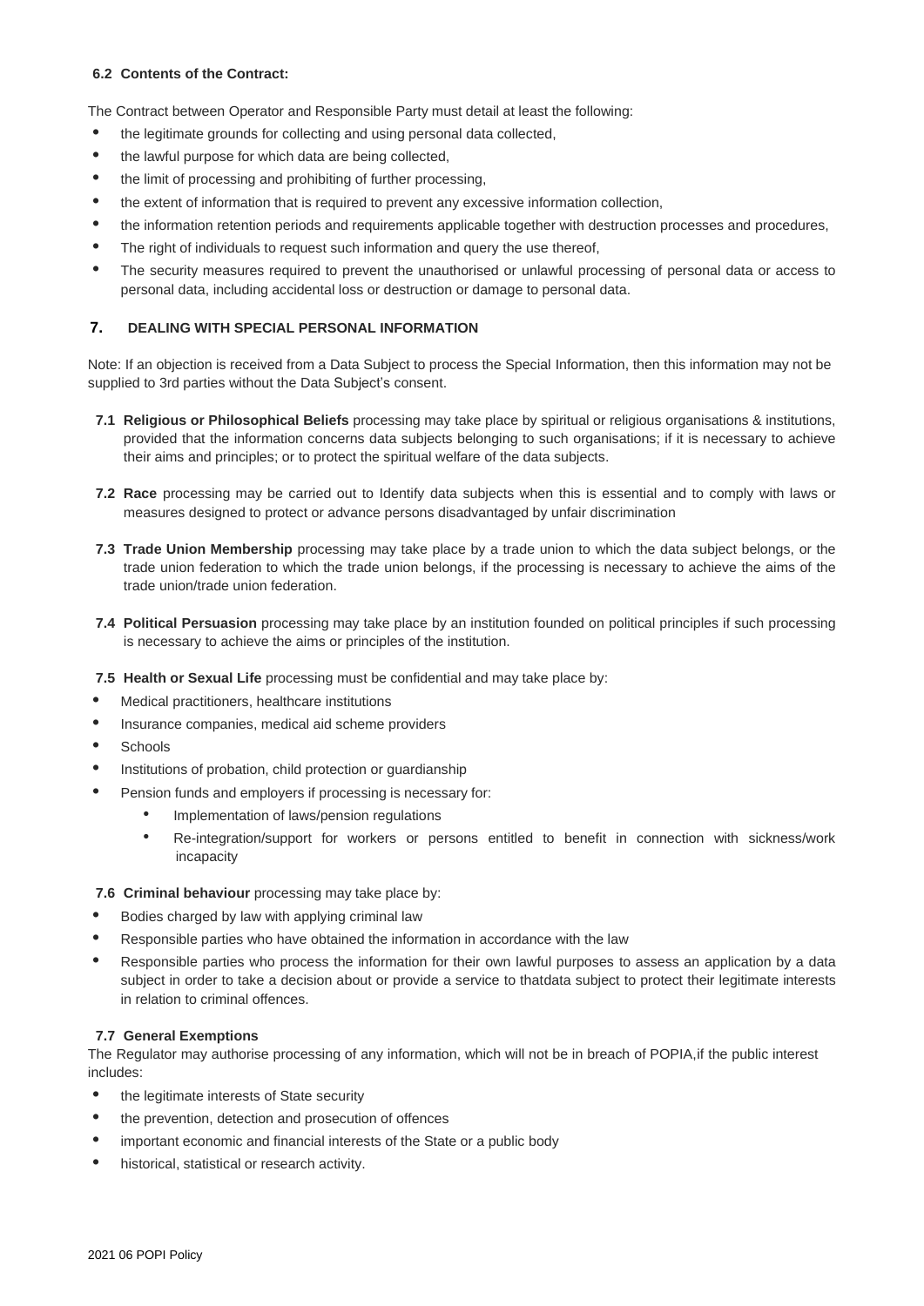### 6.2 Contents of the Contract:

The Contract between Operator and Responsible Party must detail at least the following:

- the legitimate grounds for collecting and using personal data collected,
- the lawful purpose for which data are being collected,
- the limit of processing and prohibiting of further processing,
- the extent of information that is required to prevent any excessive information collection,
- the information retention periods and requirements applicable together with destruction processes and procedures,
- The right of individuals to request such information and query the use thereof,
- The security measures required to prevent the unauthorised or unlawful processing of personal data or access to personal data, including accidental loss or destruction or damage to personal data.

## 7. DEALING WITH SPECIAL PERSONAL INFORMATION

Note: If an objection is received from a Data Subject to process the Special Information, then this information may not be supplied to 3rd parties without the Data Subject's consent.

**7.1 Religious or Philosophical Beliefs** processing may take place by spiritual or religious organisations & institutions, provided that the information concerns data subjects belonging to such organisations; if it is necessary to achieve their aims and principles; or to protect the spiritual welfare of the data subjects.

**7.2 Race** processing may be carried out to Identify data subjects when this is essential and to comply with laws or measures designed to protect or advance persons disadvantaged by unfair discrimination

**7.3 Trade Union Membership** processing may take place by a trade union to which the data subject belongs, or the trade union federation to which the trade union belongs, if the processing is necessary to achieve the aims of the trade union/trade union federation.

**7.4 Political Persuasion** processing may take place by an institution founded on political principles if such processing is necessary to achieve the aims or principles of the institution.

**7.5 Health or Sexual Life** processing must be confidential and may take place by:

- Medical practitioners, healthcare institutions
- Insurance companies, medical aid scheme providers
- Schools
- Institutions of probation, child protection or guardianship
- Pension funds and employers if processing is necessary for:
  - Implementation of laws/pension regulations
  - Re-integration/support for workers or persons entitled to benefit in connection with sickness/work incapacity

**7.6 Criminal behaviour** processing may take place by:

- Bodies charged by law with applying criminal law
- Responsible parties who have obtained the information in accordance with the law
- Responsible parties who process the information for their own lawful purposes to assess an application by a data subject in order to take a decision about or provide a service to thatdata subject to protect their legitimate interests in relation to criminal offences.

**7.7 General Exemptions**

The Regulator may authorise processing of any information, which will not be in breach of POPIA,if the public interest includes:

- the legitimate interests of State security
- the prevention, detection and prosecution of offences
- important economic and financial interests of the State or a public body
- historical, statistical or research activity.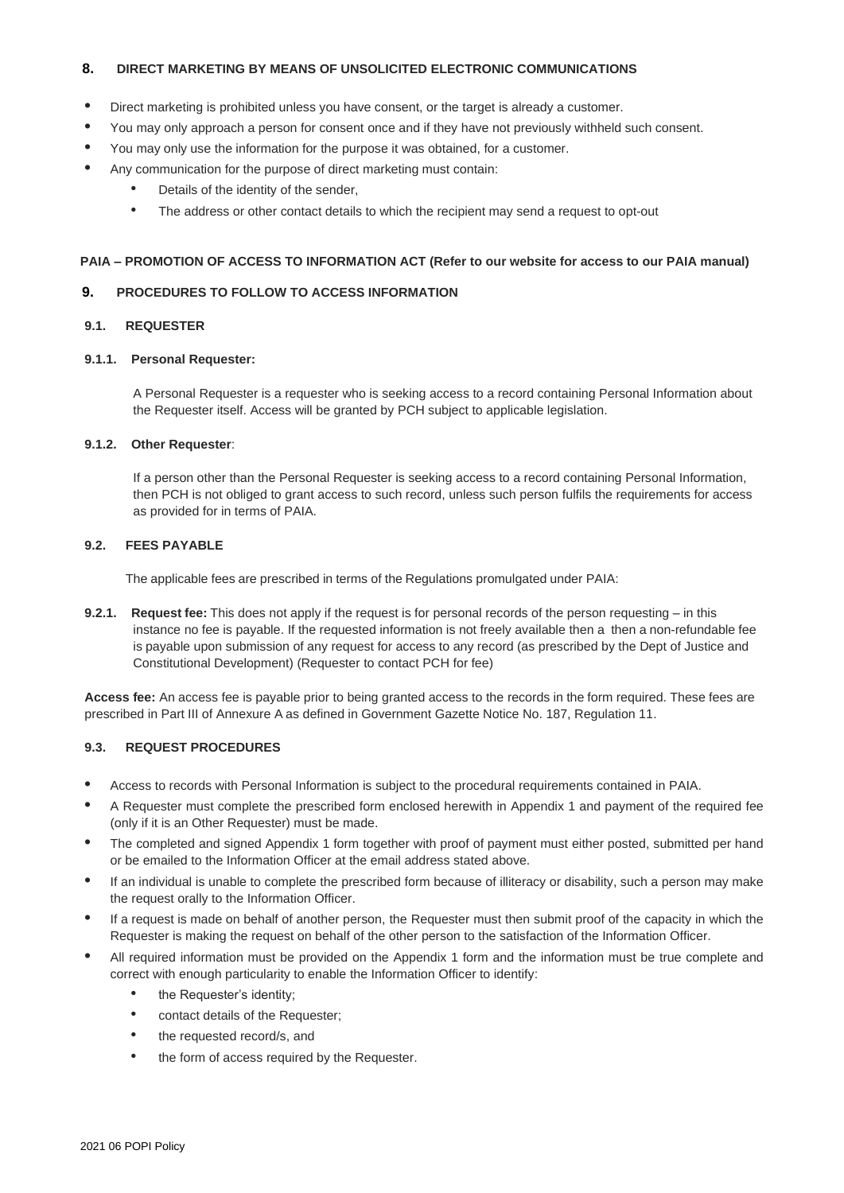## 8. DIRECT MARKETING BY MEANS OF UNSOLICITED ELECTRONIC COMMUNICATIONS

- Direct marketing is prohibited unless you have consent, or the target is already a customer.
- You may only approach a person for consent once and if they have not previously withheld such consent.
- You may only use the information for the purpose it was obtained, for a customer.
- Any communication for the purpose of direct marketing must contain:
  - Details of the identity of the sender,
  - The address or other contact details to which the recipient may send a request to opt-out

**PAIA – PROMOTION OF ACCESS TO INFORMATION ACT (Refer to our website for access to our PAIA manual)**

## 9. PROCEDURES TO FOLLOW TO ACCESS INFORMATION

### 9.1. REQUESTER

#### 9.1.1. Personal Requester:

A Personal Requester is a requester who is seeking access to a record containing Personal Information about the Requester itself. Access will be granted by PCH subject to applicable legislation.

#### 9.1.2. Other Requester:

If a person other than the Personal Requester is seeking access to a record containing Personal Information, then PCH is not obliged to grant access to such record, unless such person fulfils the requirements for access as provided for in terms of PAIA.

### 9.2. FEES PAYABLE

The applicable fees are prescribed in terms of the Regulations promulgated under PAIA:

**9.2.1. Request fee:** This does not apply if the request is for personal records of the person requesting – in this instance no fee is payable. If the requested information is not freely available then a then a non-refundable fee is payable upon submission of any request for access to any record (as prescribed by the Dept of Justice and Constitutional Development) (Requester to contact PCH for fee)

**Access fee:** An access fee is payable prior to being granted access to the records in the form required. These fees are prescribed in Part III of Annexure A as defined in Government Gazette Notice No. 187, Regulation 11.

### 9.3. REQUEST PROCEDURES

- Access to records with Personal Information is subject to the procedural requirements contained in PAIA.
- A Requester must complete the prescribed form enclosed herewith in Appendix 1 and payment of the required fee (only if it is an Other Requester) must be made.
- The completed and signed Appendix 1 form together with proof of payment must either posted, submitted per hand or be emailed to the Information Officer at the email address stated above.
- If an individual is unable to complete the prescribed form because of illiteracy or disability, such a person may make the request orally to the Information Officer.
- If a request is made on behalf of another person, the Requester must then submit proof of the capacity in which the Requester is making the request on behalf of the other person to the satisfaction of the Information Officer.
- All required information must be provided on the Appendix 1 form and the information must be true complete and correct with enough particularity to enable the Information Officer to identify:
  - the Requester's identity;
  - contact details of the Requester;
  - the requested record/s, and
  - the form of access required by the Requester.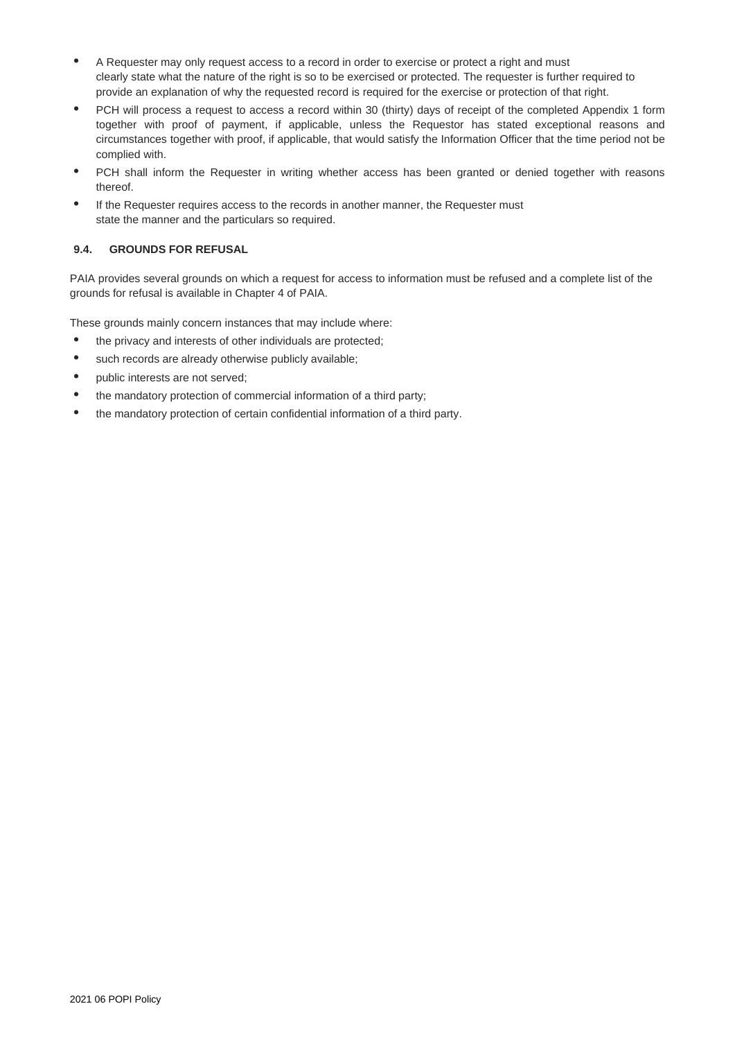- A Requester may only request access to a record in order to exercise or protect a right and must clearly state what the nature of the right is so to be exercised or protected. The requester is further required to provide an explanation of why the requested record is required for the exercise or protection of that right.
- PCH will process a request to access a record within 30 (thirty) days of receipt of the completed Appendix 1 form together with proof of payment, if applicable, unless the Requestor has stated exceptional reasons and circumstances together with proof, if applicable, that would satisfy the Information Officer that the time period not be complied with.
- PCH shall inform the Requester in writing whether access has been granted or denied together with reasons thereof.
- If the Requester requires access to the records in another manner, the Requester must state the manner and the particulars so required.

### 9.4. GROUNDS FOR REFUSAL

PAIA provides several grounds on which a request for access to information must be refused and a complete list of the grounds for refusal is available in Chapter 4 of PAIA.

These grounds mainly concern instances that may include where:

- the privacy and interests of other individuals are protected;
- such records are already otherwise publicly available;
- public interests are not served;
- the mandatory protection of commercial information of a third party;
- the mandatory protection of certain confidential information of a third party.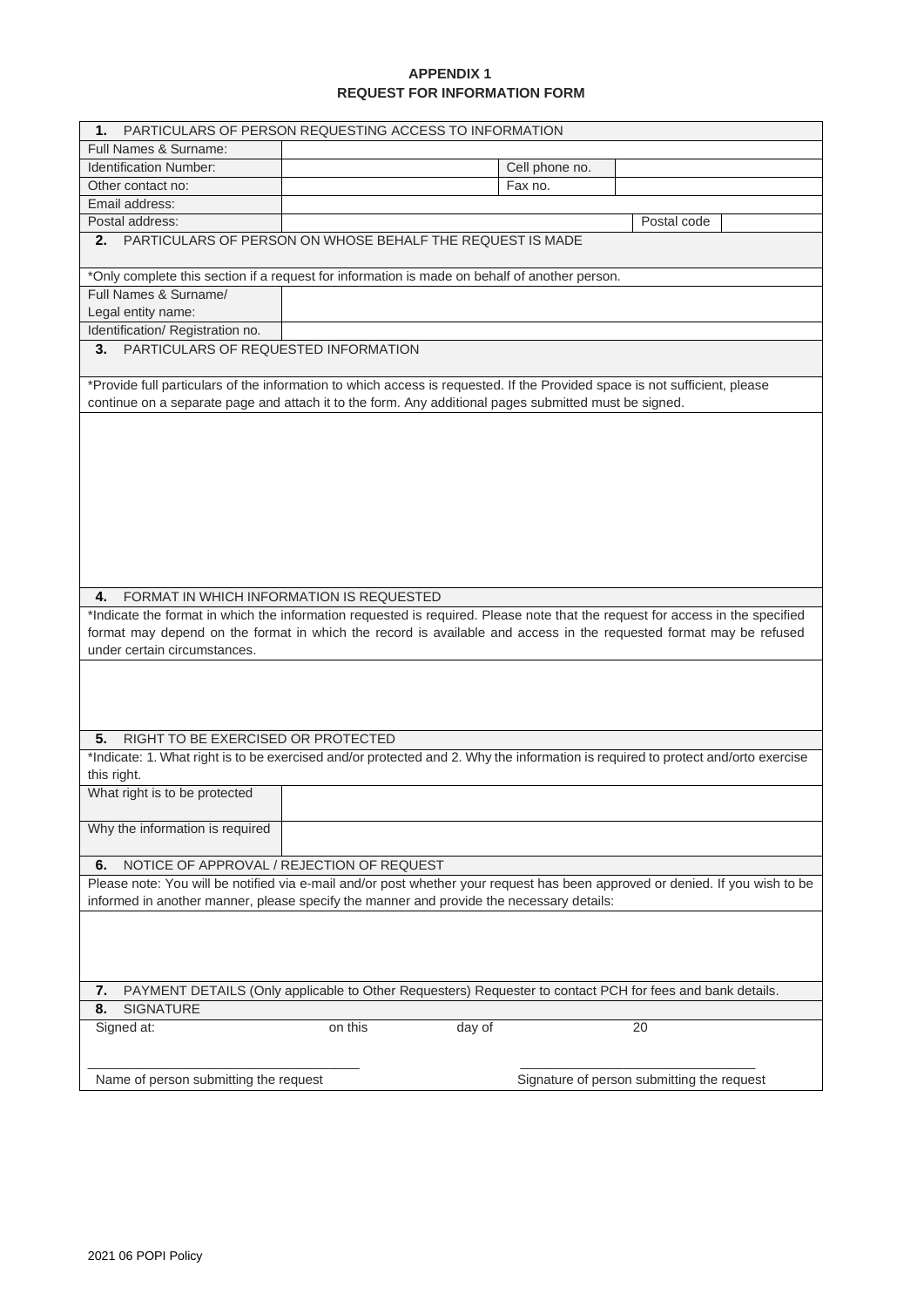**APPENDIX 1**
**REQUEST FOR INFORMATION FORM**

**1.** PARTICULARS OF PERSON REQUESTING ACCESS TO INFORMATION

| | | | | | |
|---|---|---|---|---|---|
| Full Names & Surname: | | | | | |
| Identification Number: | | Cell phone no. | | | |
| Other contact no: | | Fax no. | | | |
| Email address: | | | | | |
| Postal address: | | | | Postal code | |

**2.** PARTICULARS OF PERSON ON WHOSE BEHALF THE REQUEST IS MADE

*Only complete this section if a request for information is made on behalf of another person.

| | |
|---|---|
| Full Names & Surname/ Legal entity name: | |
| Identification/ Registration no. | |

**3.** PARTICULARS OF REQUESTED INFORMATION

*Provide full particulars of the information to which access is requested. If the Provided space is not sufficient, please continue on a separate page and attach it to the form. Any additional pages submitted must be signed.

**4.** FORMAT IN WHICH INFORMATION IS REQUESTED

*Indicate the format in which the information requested is required. Please note that the request for access in the specified format may depend on the format in which the record is available and access in the requested format may be refused under certain circumstances.

**5.** RIGHT TO BE EXERCISED OR PROTECTED

*Indicate: 1. What right is to be exercised and/or protected and 2. Why the information is required to protect and/orto exercise this right.

| | |
|---|---|
| What right is to be protected | |
| Why the information is required | |

**6.** NOTICE OF APPROVAL / REJECTION OF REQUEST

Please note: You will be notified via e-mail and/or post whether your request has been approved or denied. If you wish to be informed in another manner, please specify the manner and provide the necessary details:

**7.** PAYMENT DETAILS (Only applicable to Other Requesters) Requester to contact PCH for fees and bank details.

**8.** SIGNATURE

Signed at: on this day of 20

\_\_\_\_\_\_\_\_\_\_\_\_\_\_\_\_\_\_\_\_\_\_\_\_\_\_\_\_\_\_\_\_\_\_\_\_ \_\_\_\_\_\_\_\_\_\_\_\_\_\_\_\_\_\_\_\_\_\_\_\_\_\_\_\_\_\_\_\_\_\_\_\_

Name of person submitting the request Signature of person submitting the request

2021 06 POPI Policy